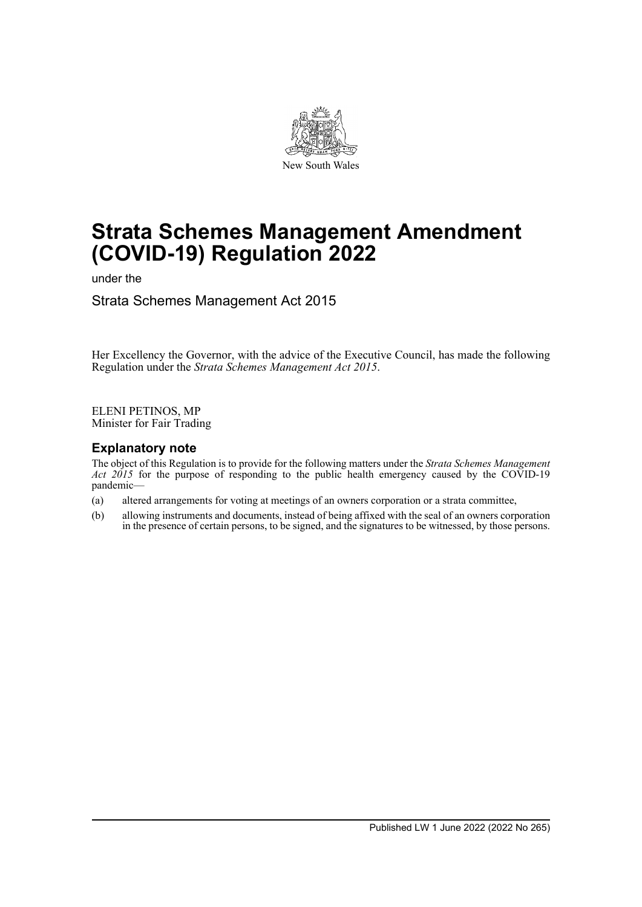New South Wales

# Strata Schemes Management Amendment (COVID-19) Regulation 2022

under the

Strata Schemes Management Act 2015

Her Excellency the Governor, with the advice of the Executive Council, has made the following Regulation under the *Strata Schemes Management Act 2015*.

ELENI PETINOS, MP
Minister for Fair Trading

## Explanatory note

The object of this Regulation is to provide for the following matters under the *Strata Schemes Management Act 2015* for the purpose of responding to the public health emergency caused by the COVID-19 pandemic—

(a) altered arrangements for voting at meetings of an owners corporation or a strata committee,

(b) allowing instruments and documents, instead of being affixed with the seal of an owners corporation in the presence of certain persons, to be signed, and the signatures to be witnessed, by those persons.

Published LW 1 June 2022 (2022 No 265)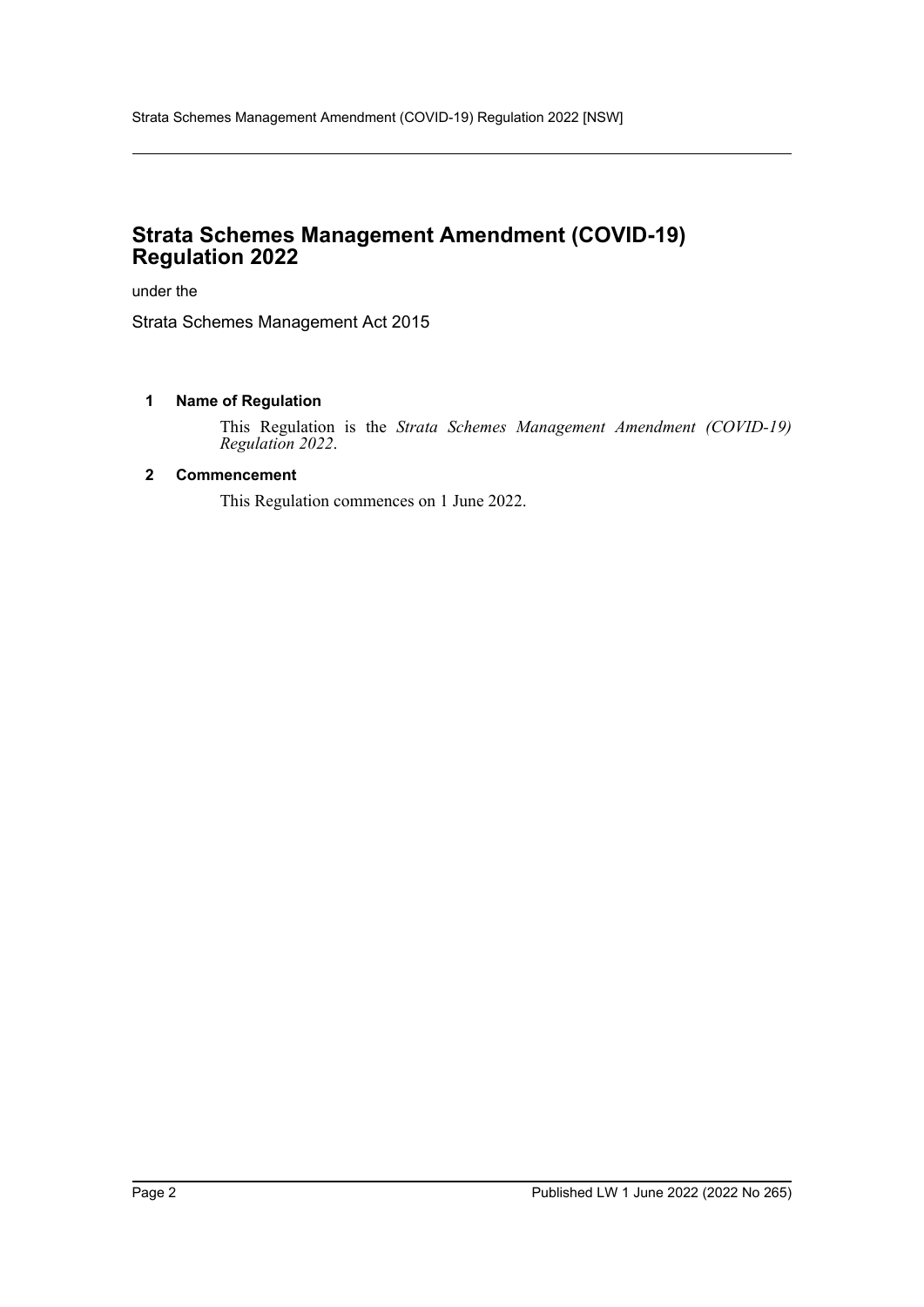# Strata Schemes Management Amendment (COVID-19) Regulation 2022

under the

Strata Schemes Management Act 2015

### 1 Name of Regulation

This Regulation is the *Strata Schemes Management Amendment (COVID-19) Regulation 2022*.

### 2 Commencement

This Regulation commences on 1 June 2022.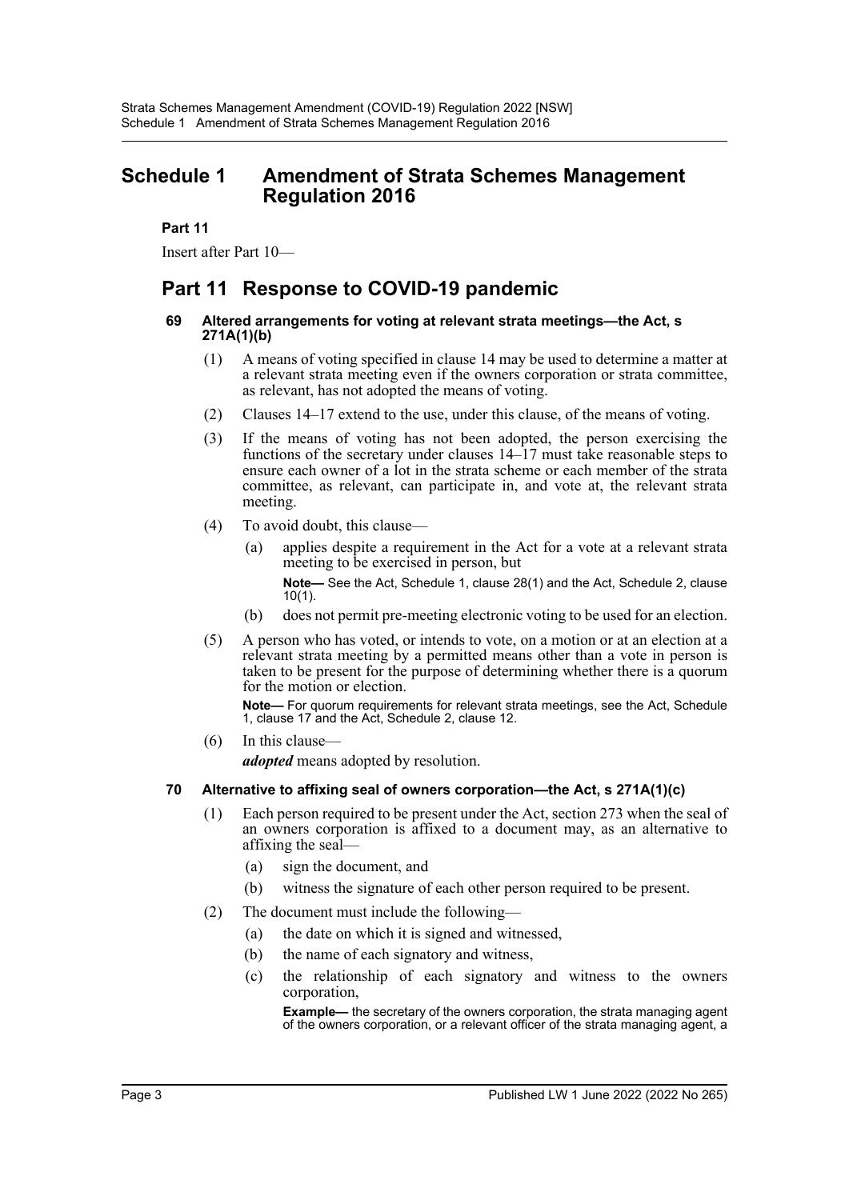# Schedule 1 Amendment of Strata Schemes Management Regulation 2016

**Part 11**

Insert after Part 10—

## Part 11 Response to COVID-19 pandemic

### 69 Altered arrangements for voting at relevant strata meetings—the Act, s 271A(1)(b)

(1) A means of voting specified in clause 14 may be used to determine a matter at a relevant strata meeting even if the owners corporation or strata committee, as relevant, has not adopted the means of voting.

(2) Clauses 14–17 extend to the use, under this clause, of the means of voting.

(3) If the means of voting has not been adopted, the person exercising the functions of the secretary under clauses 14–17 must take reasonable steps to ensure each owner of a lot in the strata scheme or each member of the strata committee, as relevant, can participate in, and vote at, the relevant strata meeting.

(4) To avoid doubt, this clause—

(a) applies despite a requirement in the Act for a vote at a relevant strata meeting to be exercised in person, but

**Note—** See the Act, Schedule 1, clause 28(1) and the Act, Schedule 2, clause 10(1).

(b) does not permit pre-meeting electronic voting to be used for an election.

(5) A person who has voted, or intends to vote, on a motion or at an election at a relevant strata meeting by a permitted means other than a vote in person is taken to be present for the purpose of determining whether there is a quorum for the motion or election.

**Note—** For quorum requirements for relevant strata meetings, see the Act, Schedule 1, clause 17 and the Act, Schedule 2, clause 12.

(6) In this clause—

***adopted*** means adopted by resolution.

### 70 Alternative to affixing seal of owners corporation—the Act, s 271A(1)(c)

(1) Each person required to be present under the Act, section 273 when the seal of an owners corporation is affixed to a document may, as an alternative to affixing the seal—

(a) sign the document, and

(b) witness the signature of each other person required to be present.

(2) The document must include the following—

(a) the date on which it is signed and witnessed,

(b) the name of each signatory and witness,

(c) the relationship of each signatory and witness to the owners corporation,

**Example—** the secretary of the owners corporation, the strata managing agent of the owners corporation, or a relevant officer of the strata managing agent, a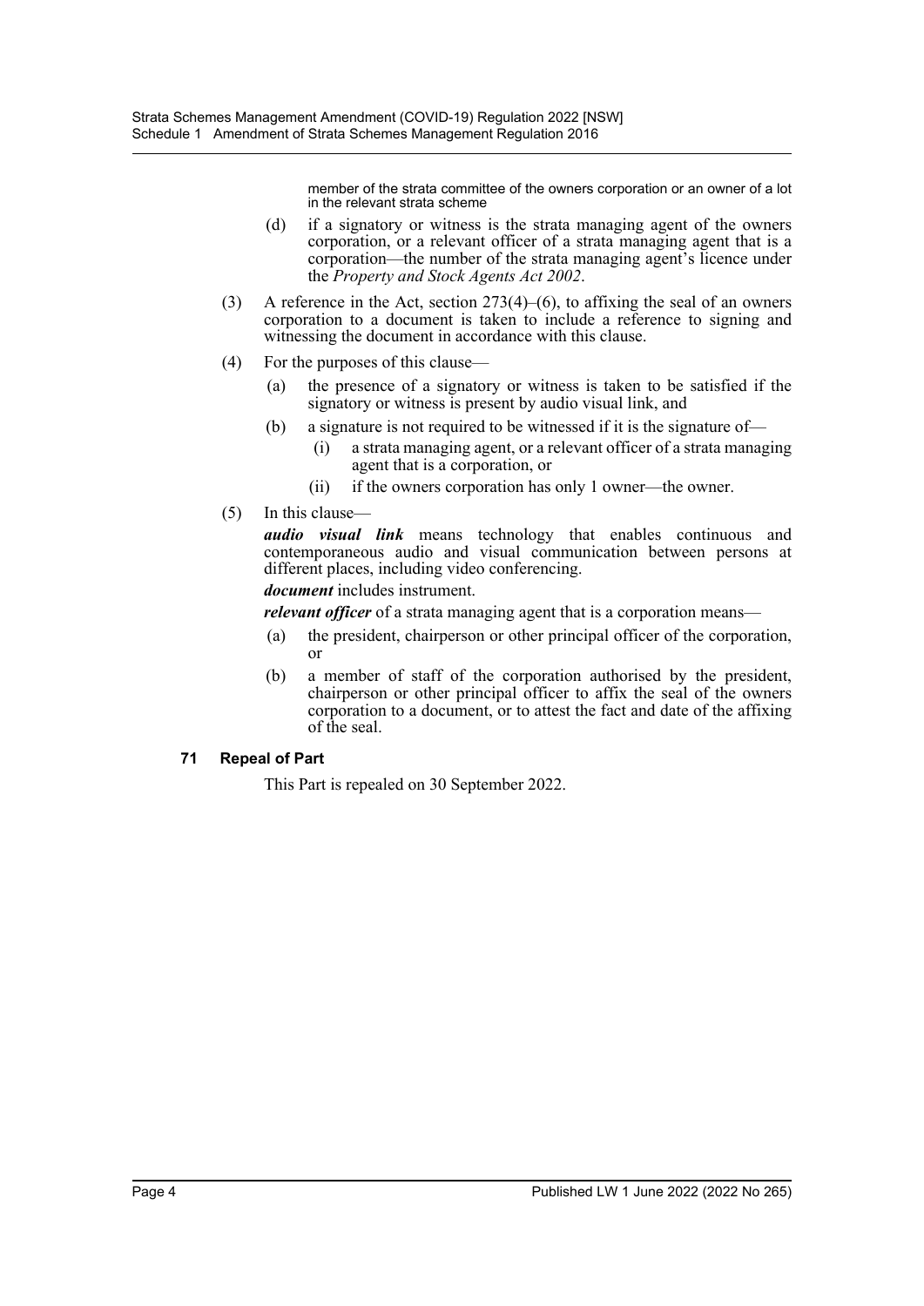member of the strata committee of the owners corporation or an owner of a lot in the relevant strata scheme

(d) if a signatory or witness is the strata managing agent of the owners corporation, or a relevant officer of a strata managing agent that is a corporation—the number of the strata managing agent's licence under the *Property and Stock Agents Act 2002*.

(3) A reference in the Act, section 273(4)–(6), to affixing the seal of an owners corporation to a document is taken to include a reference to signing and witnessing the document in accordance with this clause.

(4) For the purposes of this clause—

(a) the presence of a signatory or witness is taken to be satisfied if the signatory or witness is present by audio visual link, and

(b) a signature is not required to be witnessed if it is the signature of—

(i) a strata managing agent, or a relevant officer of a strata managing agent that is a corporation, or

(ii) if the owners corporation has only 1 owner—the owner.

(5) In this clause—

***audio visual link*** means technology that enables continuous and contemporaneous audio and visual communication between persons at different places, including video conferencing.

***document*** includes instrument.

***relevant officer*** of a strata managing agent that is a corporation means—

(a) the president, chairperson or other principal officer of the corporation, or

(b) a member of staff of the corporation authorised by the president, chairperson or other principal officer to affix the seal of the owners corporation to a document, or to attest the fact and date of the affixing of the seal.

**71 Repeal of Part**

This Part is repealed on 30 September 2022.